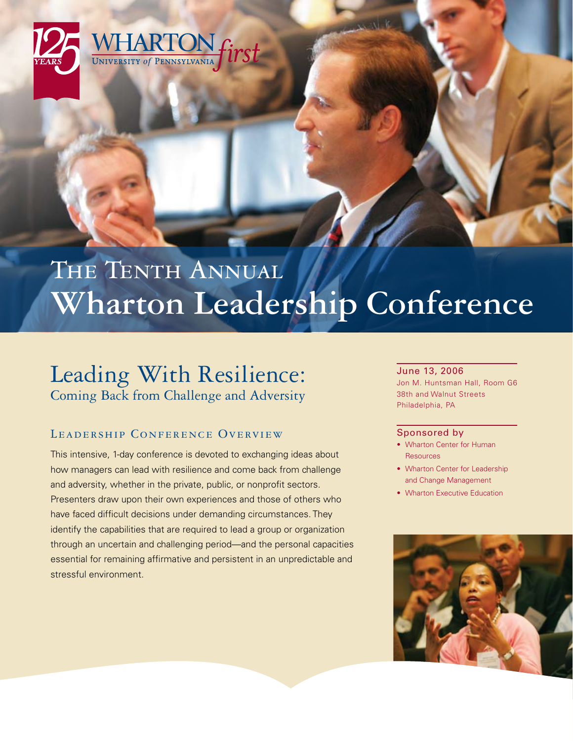125 YEARS

WHARTON
UNIVERSITY *of* PENNSYLVANIA *first*

# The Tenth Annual Wharton Leadership Conference

## Leading With Resilience:
### Coming Back from Challenge and Adversity

### Leadership Conference Overview

This intensive, 1-day conference is devoted to exchanging ideas about how managers can lead with resilience and come back from challenge and adversity, whether in the private, public, or nonprofit sectors. Presenters draw upon their own experiences and those of others who have faced difficult decisions under demanding circumstances. They identify the capabilities that are required to lead a group or organization through an uncertain and challenging period—and the personal capacities essential for remaining affirmative and persistent in an unpredictable and stressful environment.

**June 13, 2006**
Jon M. Huntsman Hall, Room G6
38th and Walnut Streets
Philadelphia, PA

**Sponsored by**

- Wharton Center for Human Resources
- Wharton Center for Leadership and Change Management
- Wharton Executive Education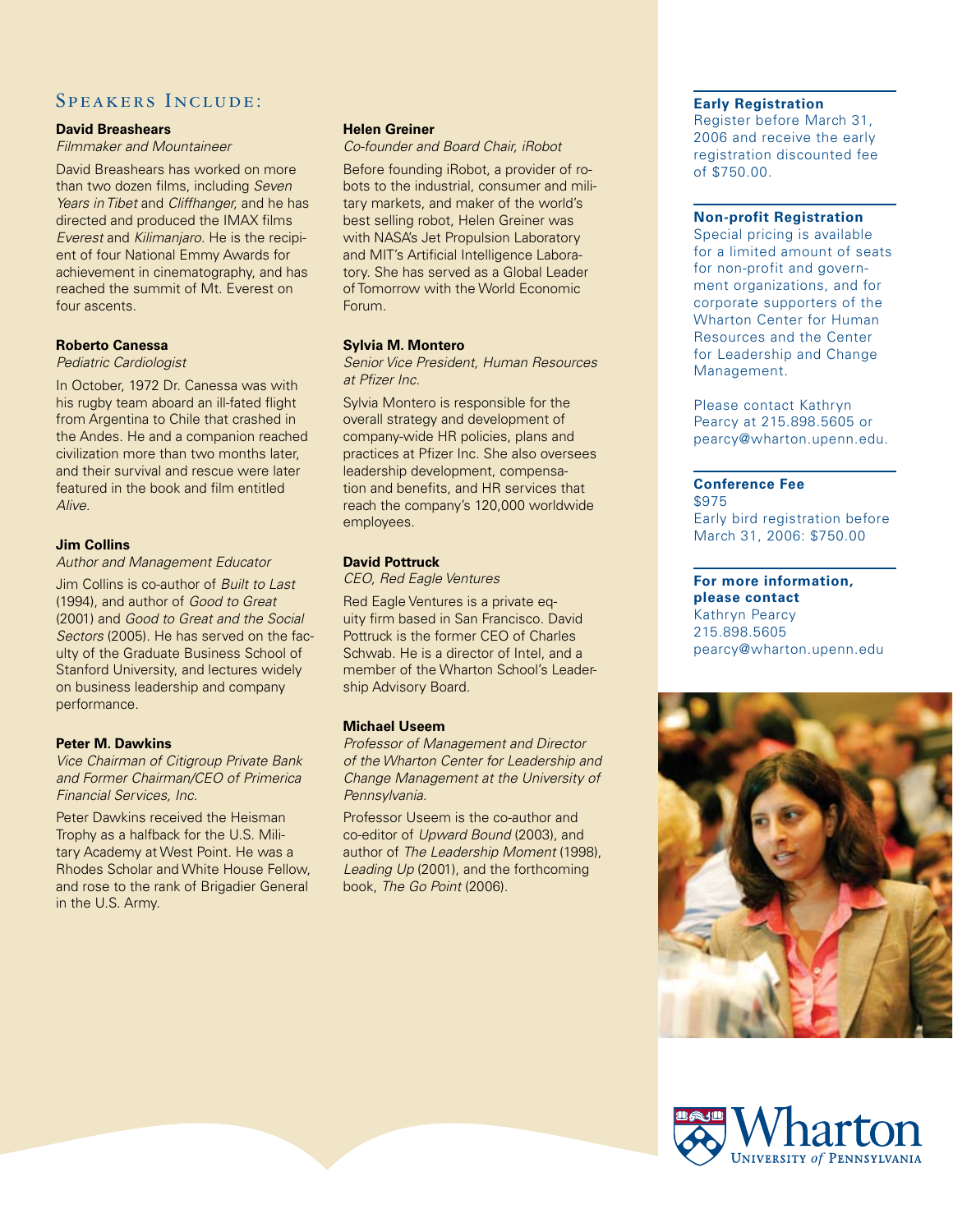## Speakers Include:

**David Breashears**
*Filmmaker and Mountaineer*

David Breashears has worked on more than two dozen films, including *Seven Years in Tibet* and *Cliffhanger,* and he has directed and produced the IMAX films *Everest* and *Kilimanjaro.* He is the recipient of four National Emmy Awards for achievement in cinematography, and has reached the summit of Mt. Everest on four ascents.

**Roberto Canessa**
*Pediatric Cardiologist*

In October, 1972 Dr. Canessa was with his rugby team aboard an ill-fated flight from Argentina to Chile that crashed in the Andes. He and a companion reached civilization more than two months later, and their survival and rescue were later featured in the book and film entitled *Alive.*

**Jim Collins**
*Author and Management Educator*

Jim Collins is co-author of *Built to Last* (1994), and author of *Good to Great* (2001) and *Good to Great and the Social Sectors* (2005). He has served on the faculty of the Graduate Business School of Stanford University, and lectures widely on business leadership and company performance.

**Peter M. Dawkins**
*Vice Chairman of Citigroup Private Bank and Former Chairman/CEO of Primerica Financial Services, Inc.*

Peter Dawkins received the Heisman Trophy as a halfback for the U.S. Military Academy at West Point. He was a Rhodes Scholar and White House Fellow, and rose to the rank of Brigadier General in the U.S. Army.

**Helen Greiner**
*Co-founder and Board Chair, iRobot*

Before founding iRobot, a provider of robots to the industrial, consumer and military markets, and maker of the world's best selling robot, Helen Greiner was with NASA's Jet Propulsion Laboratory and MIT's Artificial Intelligence Laboratory. She has served as a Global Leader of Tomorrow with the World Economic Forum.

**Sylvia M. Montero**
*Senior Vice President, Human Resources at Pfizer Inc.*

Sylvia Montero is responsible for the overall strategy and development of company-wide HR policies, plans and practices at Pfizer Inc. She also oversees leadership development, compensation and benefits, and HR services that reach the company's 120,000 worldwide employees.

**David Pottruck**
*CEO, Red Eagle Ventures*

Red Eagle Ventures is a private equity firm based in San Francisco. David Pottruck is the former CEO of Charles Schwab. He is a director of Intel, and a member of the Wharton School's Leadership Advisory Board.

**Michael Useem**
*Professor of Management and Director of the Wharton Center for Leadership and Change Management at the University of Pennsylvania.*

Professor Useem is the co-author and co-editor of *Upward Bound* (2003), and author of *The Leadership Moment* (1998), *Leading Up* (2001), and the forthcoming book, *The Go Point* (2006).

**Early Registration**
Register before March 31, 2006 and receive the early registration discounted fee of $750.00.

**Non-profit Registration**
Special pricing is available for a limited amount of seats for non-profit and government organizations, and for corporate supporters of the Wharton Center for Human Resources and the Center for Leadership and Change Management.

Please contact Kathryn Pearcy at 215.898.5605 or pearcy@wharton.upenn.edu.

**Conference Fee**
$975
Early bird registration before March 31, 2006: $750.00

**For more information, please contact**
Kathryn Pearcy
215.898.5605
pearcy@wharton.upenn.edu

Wharton
University *of* Pennsylvania